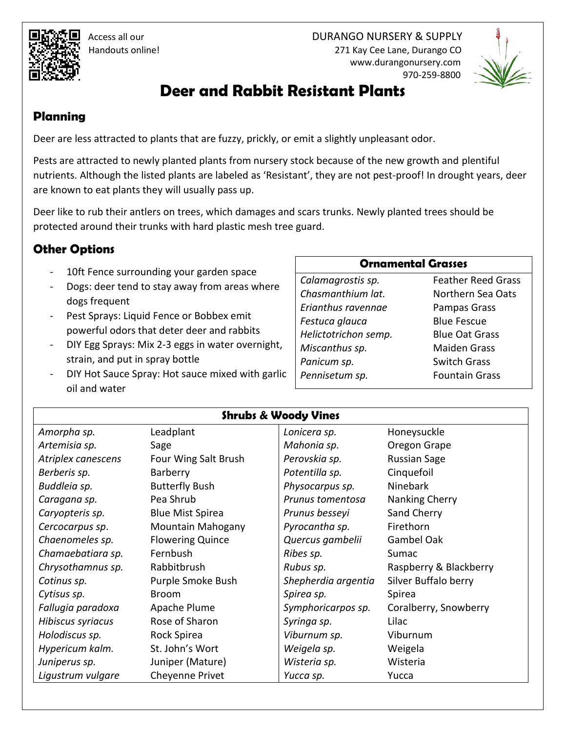Access all our Handouts online!

DURANGO NURSERY & SUPPLY
271 Kay Cee Lane, Durango CO
www.durangonursery.com
970-259-8800

# Deer and Rabbit Resistant Plants

## Planning

Deer are less attracted to plants that are fuzzy, prickly, or emit a slightly unpleasant odor.

Pests are attracted to newly planted plants from nursery stock because of the new growth and plentiful nutrients. Although the listed plants are labeled as 'Resistant', they are not pest-proof! In drought years, deer are known to eat plants they will usually pass up.

Deer like to rub their antlers on trees, which damages and scars trunks. Newly planted trees should be protected around their trunks with hard plastic mesh tree guard.

## Other Options

- 10ft Fence surrounding your garden space
- Dogs: deer tend to stay away from areas where dogs frequent
- Pest Sprays: Liquid Fence or Bobbex emit powerful odors that deter deer and rabbits
- DIY Egg Sprays: Mix 2-3 eggs in water overnight, strain, and put in spray bottle
- DIY Hot Sauce Spray: Hot sauce mixed with garlic oil and water

| **Ornamental Grasses** | |
|---|---|
| *Calamagrostis sp.* | Feather Reed Grass |
| *Chasmanthium lat.* | Northern Sea Oats |
| *Erianthus ravennae* | Pampas Grass |
| *Festuca glauca* | Blue Fescue |
| *Helictotrichon semp.* | Blue Oat Grass |
| *Miscanthus sp.* | Maiden Grass |
| *Panicum sp.* | Switch Grass |
| *Pennisetum sp.* | Fountain Grass |

| **Shrubs & Woody Vines** | | | |
|---|---|---|---|
| *Amorpha sp.* | Leadplant | *Lonicera sp.* | Honeysuckle |
| *Artemisia sp.* | Sage | *Mahonia sp.* | Oregon Grape |
| *Atriplex canescens* | Four Wing Salt Brush | *Perovskia sp.* | Russian Sage |
| *Berberis sp.* | Barberry | *Potentilla sp.* | Cinquefoil |
| *Buddleia sp.* | Butterfly Bush | *Physocarpus sp.* | Ninebark |
| *Caragana sp.* | Pea Shrub | *Prunus tomentosa* | Nanking Cherry |
| *Caryopteris sp.* | Blue Mist Spirea | *Prunus besseyi* | Sand Cherry |
| *Cercocarpus sp*. | Mountain Mahogany | *Pyrocantha sp.* | Firethorn |
| *Chaenomeles sp.* | Flowering Quince | *Quercus gambelii* | Gambel Oak |
| *Chamaebatiara sp.* | Fernbush | *Ribes sp.* | Sumac |
| *Chrysothamnus sp.* | Rabbitbrush | *Rubus sp.* | Raspberry & Blackberry |
| *Cotinus sp.* | Purple Smoke Bush | *Shepherdia argentia* | Silver Buffalo berry |
| *Cytisus sp.* | Broom | *Spirea sp.* | Spirea |
| *Fallugia paradoxa* | Apache Plume | *Symphoricarpos sp.* | Coralberry, Snowberry |
| *Hibiscus syriacus* | Rose of Sharon | *Syringa sp.* | Lilac |
| *Holodiscus sp.* | Rock Spirea | *Viburnum sp.* | Viburnum |
| *Hypericum kalm.* | St. John's Wort | *Weigela sp.* | Weigela |
| *Juniperus sp.* | Juniper (Mature) | *Wisteria sp.* | Wisteria |
| *Ligustrum vulgare* | Cheyenne Privet | *Yucca sp.* | Yucca |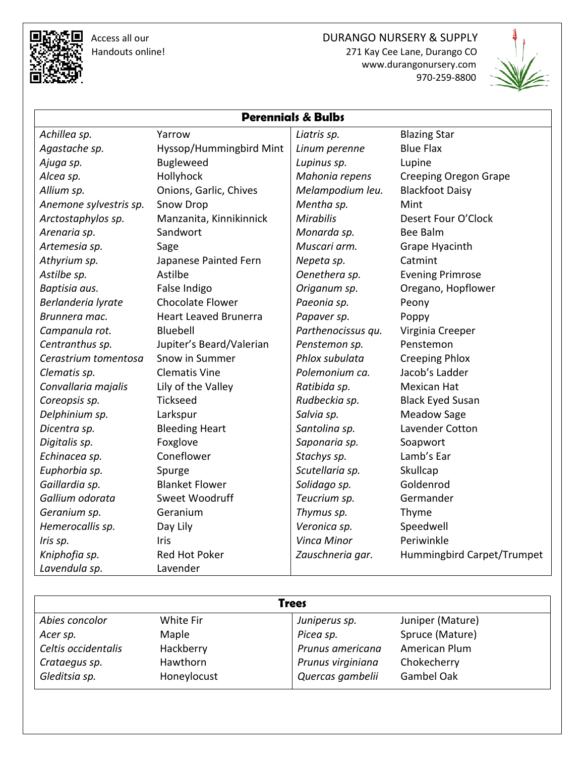Access all our Handouts online!

DURANGO NURSERY & SUPPLY
271 Kay Cee Lane, Durango CO
www.durangonursery.com
970-259-8800

## Perennials & Bulbs

| | | | |
|---|---|---|---|
| *Achillea sp.* | Yarrow | *Liatris sp.* | Blazing Star |
| *Agastache sp.* | Hyssop/Hummingbird Mint | *Linum perenne* | Blue Flax |
| *Ajuga sp.* | Bugleweed | *Lupinus sp.* | Lupine |
| *Alcea sp.* | Hollyhock | *Mahonia repens* | Creeping Oregon Grape |
| *Allium sp.* | Onions, Garlic, Chives | *Melampodium leu.* | Blackfoot Daisy |
| *Anemone sylvestris sp.* | Snow Drop | *Mentha sp.* | Mint |
| *Arctostaphylos sp.* | Manzanita, Kinnikinnick | *Mirabilis* | Desert Four O'Clock |
| *Arenaria sp.* | Sandwort | *Monarda sp.* | Bee Balm |
| *Artemesia sp.* | Sage | *Muscari arm.* | Grape Hyacinth |
| *Athyrium sp.* | Japanese Painted Fern | *Nepeta sp.* | Catmint |
| *Astilbe sp.* | Astilbe | *Oenethera sp.* | Evening Primrose |
| *Baptisia aus.* | False Indigo | *Origanum sp.* | Oregano, Hopflower |
| *Berlanderia lyrate* | Chocolate Flower | *Paeonia sp.* | Peony |
| *Brunnera mac.* | Heart Leaved Brunerra | *Papaver sp.* | Poppy |
| *Campanula rot.* | Bluebell | *Parthenocissus qu.* | Virginia Creeper |
| *Centranthus sp.* | Jupiter's Beard/Valerian | *Penstemon sp.* | Penstemon |
| *Cerastrium tomentosa* | Snow in Summer | *Phlox subulata* | Creeping Phlox |
| *Clematis sp.* | Clematis Vine | *Polemonium ca.* | Jacob's Ladder |
| *Convallaria majalis* | Lily of the Valley | *Ratibida sp.* | Mexican Hat |
| *Coreopsis sp.* | Tickseed | *Rudbeckia sp.* | Black Eyed Susan |
| *Delphinium sp.* | Larkspur | *Salvia sp.* | Meadow Sage |
| *Dicentra sp.* | Bleeding Heart | *Santolina sp.* | Lavender Cotton |
| *Digitalis sp.* | Foxglove | *Saponaria sp.* | Soapwort |
| *Echinacea sp.* | Coneflower | *Stachys sp.* | Lamb's Ear |
| *Euphorbia sp.* | Spurge | *Scutellaria sp.* | Skullcap |
| *Gaillardia sp.* | Blanket Flower | *Solidago sp.* | Goldenrod |
| *Gallium odorata* | Sweet Woodruff | *Teucrium sp.* | Germander |
| *Geranium sp.* | Geranium | *Thymus sp.* | Thyme |
| *Hemerocallis sp.* | Day Lily | *Veronica sp.* | Speedwell |
| *Iris sp.* | Iris | *Vinca Minor* | Periwinkle |
| *Kniphofia sp.* | Red Hot Poker | *Zauschneria gar.* | Hummingbird Carpet/Trumpet |
| *Lavendula sp.* | Lavender | | |

## Trees

| | | | |
|---|---|---|---|
| *Abies concolor* | White Fir | *Juniperus sp.* | Juniper (Mature) |
| *Acer sp.* | Maple | *Picea sp.* | Spruce (Mature) |
| *Celtis occidentalis* | Hackberry | *Prunus americana* | American Plum |
| *Crataegus sp.* | Hawthorn | *Prunus virginiana* | Chokecherry |
| *Gleditsia sp.* | Honeylocust | *Quercas gambelii* | Gambel Oak |